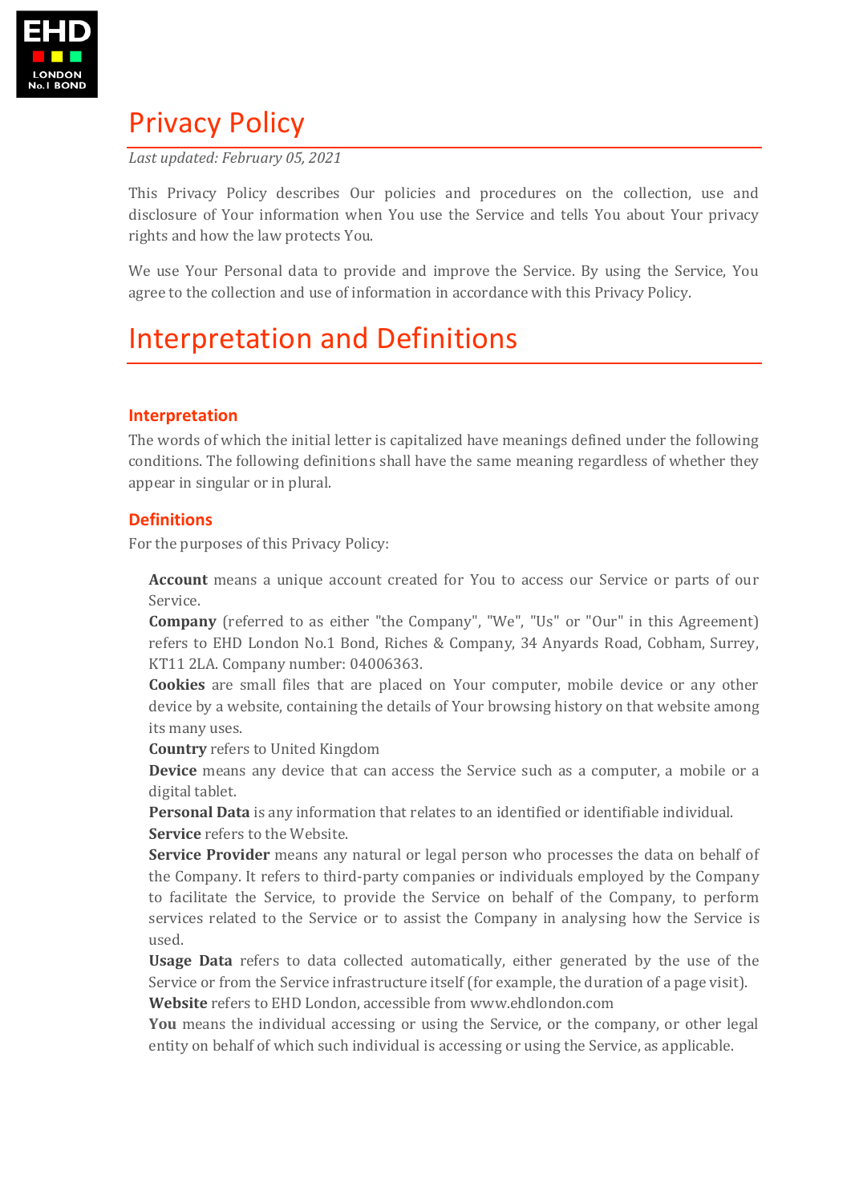# Privacy Policy

*Last updated: February 05, 2021*

This Privacy Policy describes Our policies and procedures on the collection, use and disclosure of Your information when You use the Service and tells You about Your privacy rights and how the law protects You.

We use Your Personal data to provide and improve the Service. By using the Service, You agree to the collection and use of information in accordance with this Privacy Policy.

# Interpretation and Definitions

## Interpretation

The words of which the initial letter is capitalized have meanings defined under the following conditions. The following definitions shall have the same meaning regardless of whether they appear in singular or in plural.

## Definitions

For the purposes of this Privacy Policy:

**Account** means a unique account created for You to access our Service or parts of our Service.

**Company** (referred to as either "the Company", "We", "Us" or "Our" in this Agreement) refers to EHD London No.1 Bond, Riches & Company, 34 Anyards Road, Cobham, Surrey, KT11 2LA. Company number: 04006363.

**Cookies** are small files that are placed on Your computer, mobile device or any other device by a website, containing the details of Your browsing history on that website among its many uses.

**Country** refers to United Kingdom

**Device** means any device that can access the Service such as a computer, a mobile or a digital tablet.

**Personal Data** is any information that relates to an identified or identifiable individual.

**Service** refers to the Website.

**Service Provider** means any natural or legal person who processes the data on behalf of the Company. It refers to third-party companies or individuals employed by the Company to facilitate the Service, to provide the Service on behalf of the Company, to perform services related to the Service or to assist the Company in analysing how the Service is used.

**Usage Data** refers to data collected automatically, either generated by the use of the Service or from the Service infrastructure itself (for example, the duration of a page visit).

**Website** refers to EHD London, accessible from www.ehdlondon.com

**You** means the individual accessing or using the Service, or the company, or other legal entity on behalf of which such individual is accessing or using the Service, as applicable.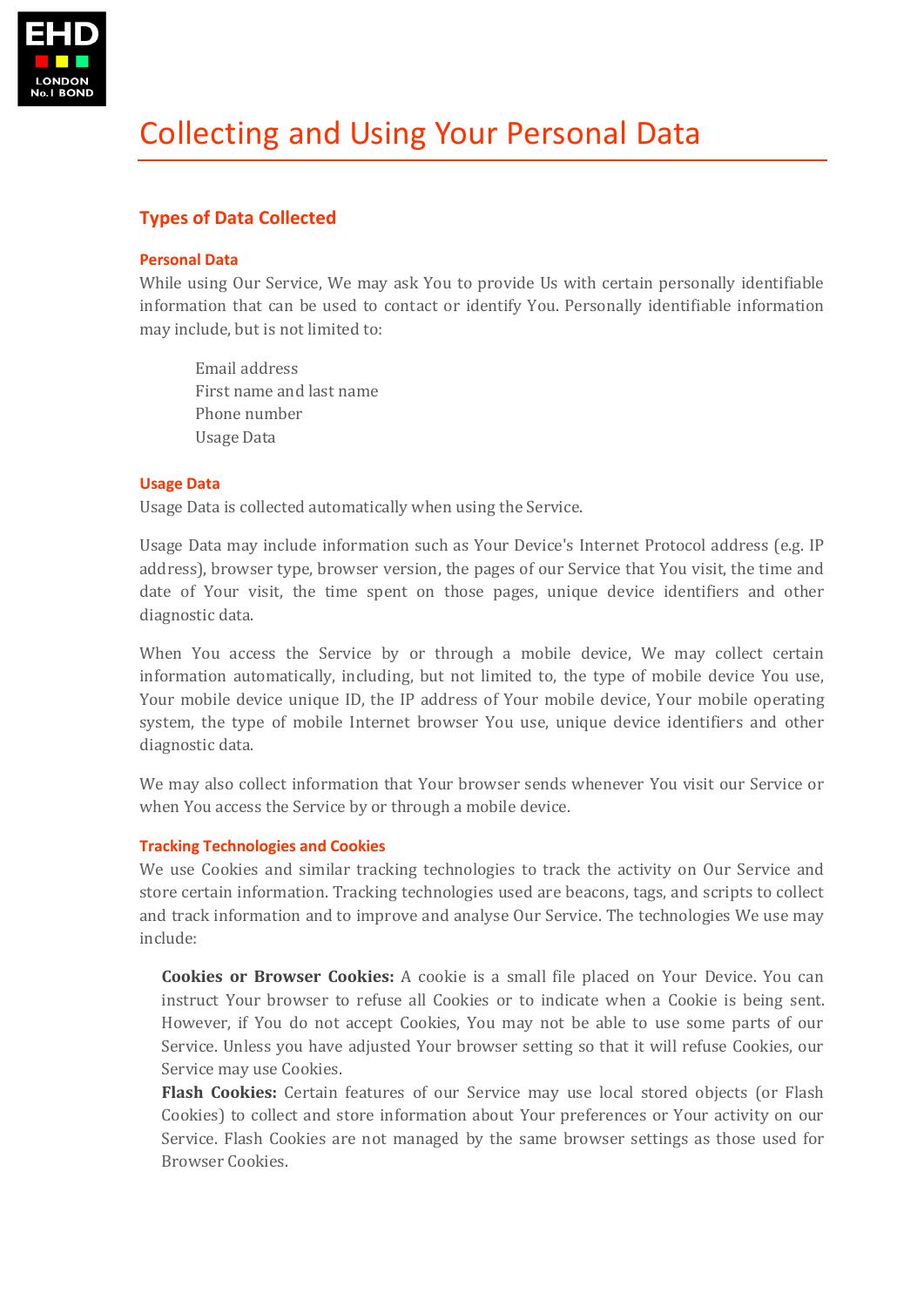# Collecting and Using Your Personal Data

## Types of Data Collected

### Personal Data

While using Our Service, We may ask You to provide Us with certain personally identifiable information that can be used to contact or identify You. Personally identifiable information may include, but is not limited to:

- Email address
- First name and last name
- Phone number
- Usage Data

### Usage Data

Usage Data is collected automatically when using the Service.

Usage Data may include information such as Your Device's Internet Protocol address (e.g. IP address), browser type, browser version, the pages of our Service that You visit, the time and date of Your visit, the time spent on those pages, unique device identifiers and other diagnostic data.

When You access the Service by or through a mobile device, We may collect certain information automatically, including, but not limited to, the type of mobile device You use, Your mobile device unique ID, the IP address of Your mobile device, Your mobile operating system, the type of mobile Internet browser You use, unique device identifiers and other diagnostic data.

We may also collect information that Your browser sends whenever You visit our Service or when You access the Service by or through a mobile device.

### Tracking Technologies and Cookies

We use Cookies and similar tracking technologies to track the activity on Our Service and store certain information. Tracking technologies used are beacons, tags, and scripts to collect and track information and to improve and analyse Our Service. The technologies We use may include:

**Cookies or Browser Cookies:** A cookie is a small file placed on Your Device. You can instruct Your browser to refuse all Cookies or to indicate when a Cookie is being sent. However, if You do not accept Cookies, You may not be able to use some parts of our Service. Unless you have adjusted Your browser setting so that it will refuse Cookies, our Service may use Cookies.

**Flash Cookies:** Certain features of our Service may use local stored objects (or Flash Cookies) to collect and store information about Your preferences or Your activity on our Service. Flash Cookies are not managed by the same browser settings as those used for Browser Cookies.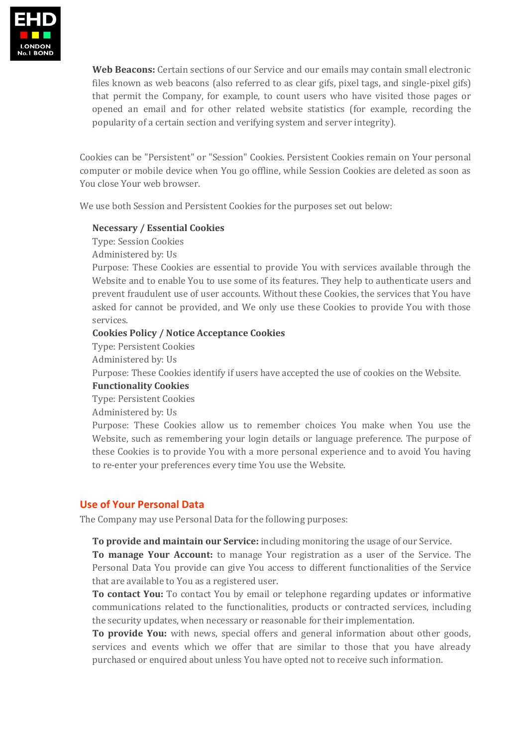**Web Beacons:** Certain sections of our Service and our emails may contain small electronic files known as web beacons (also referred to as clear gifs, pixel tags, and single-pixel gifs) that permit the Company, for example, to count users who have visited those pages or opened an email and for other related website statistics (for example, recording the popularity of a certain section and verifying system and server integrity).

Cookies can be "Persistent" or "Session" Cookies. Persistent Cookies remain on Your personal computer or mobile device when You go offline, while Session Cookies are deleted as soon as You close Your web browser.

We use both Session and Persistent Cookies for the purposes set out below:

**Necessary / Essential Cookies**
Type: Session Cookies
Administered by: Us
Purpose: These Cookies are essential to provide You with services available through the Website and to enable You to use some of its features. They help to authenticate users and prevent fraudulent use of user accounts. Without these Cookies, the services that You have asked for cannot be provided, and We only use these Cookies to provide You with those services.

**Cookies Policy / Notice Acceptance Cookies**
Type: Persistent Cookies
Administered by: Us
Purpose: These Cookies identify if users have accepted the use of cookies on the Website.

**Functionality Cookies**
Type: Persistent Cookies
Administered by: Us
Purpose: These Cookies allow us to remember choices You make when You use the Website, such as remembering your login details or language preference. The purpose of these Cookies is to provide You with a more personal experience and to avoid You having to re-enter your preferences every time You use the Website.

## Use of Your Personal Data

The Company may use Personal Data for the following purposes:

**To provide and maintain our Service:** including monitoring the usage of our Service.
**To manage Your Account:** to manage Your registration as a user of the Service. The Personal Data You provide can give You access to different functionalities of the Service that are available to You as a registered user.
**To contact You:** To contact You by email or telephone regarding updates or informative communications related to the functionalities, products or contracted services, including the security updates, when necessary or reasonable for their implementation.
**To provide You:** with news, special offers and general information about other goods, services and events which we offer that are similar to those that you have already purchased or enquired about unless You have opted not to receive such information.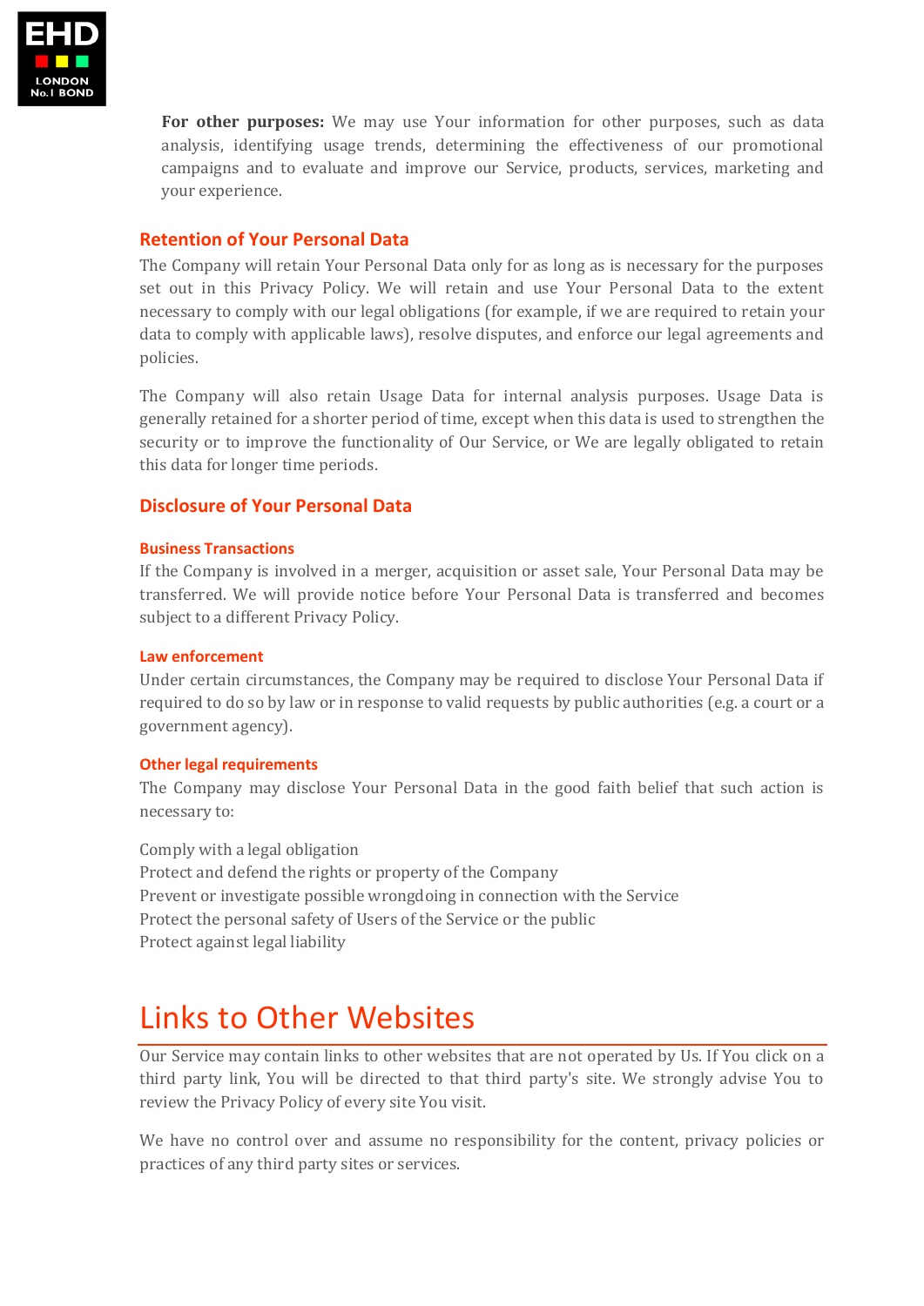**For other purposes:** We may use Your information for other purposes, such as data analysis, identifying usage trends, determining the effectiveness of our promotional campaigns and to evaluate and improve our Service, products, services, marketing and your experience.

### Retention of Your Personal Data

The Company will retain Your Personal Data only for as long as is necessary for the purposes set out in this Privacy Policy. We will retain and use Your Personal Data to the extent necessary to comply with our legal obligations (for example, if we are required to retain your data to comply with applicable laws), resolve disputes, and enforce our legal agreements and policies.

The Company will also retain Usage Data for internal analysis purposes. Usage Data is generally retained for a shorter period of time, except when this data is used to strengthen the security or to improve the functionality of Our Service, or We are legally obligated to retain this data for longer time periods.

### Disclosure of Your Personal Data

#### Business Transactions

If the Company is involved in a merger, acquisition or asset sale, Your Personal Data may be transferred. We will provide notice before Your Personal Data is transferred and becomes subject to a different Privacy Policy.

#### Law enforcement

Under certain circumstances, the Company may be required to disclose Your Personal Data if required to do so by law or in response to valid requests by public authorities (e.g. a court or a government agency).

#### Other legal requirements

The Company may disclose Your Personal Data in the good faith belief that such action is necessary to:

Comply with a legal obligation
Protect and defend the rights or property of the Company
Prevent or investigate possible wrongdoing in connection with the Service
Protect the personal safety of Users of the Service or the public
Protect against legal liability

## Links to Other Websites

Our Service may contain links to other websites that are not operated by Us. If You click on a third party link, You will be directed to that third party's site. We strongly advise You to review the Privacy Policy of every site You visit.

We have no control over and assume no responsibility for the content, privacy policies or practices of any third party sites or services.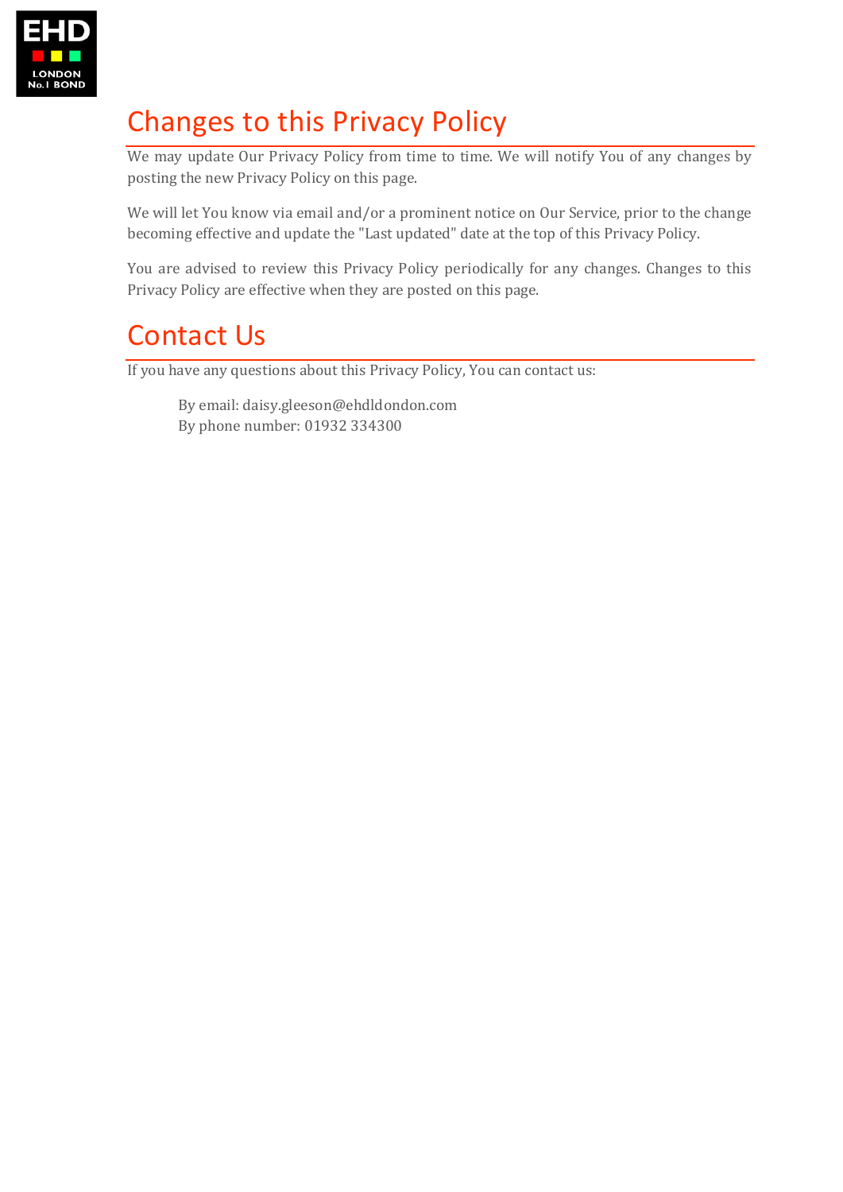## Changes to this Privacy Policy

We may update Our Privacy Policy from time to time. We will notify You of any changes by posting the new Privacy Policy on this page.

We will let You know via email and/or a prominent notice on Our Service, prior to the change becoming effective and update the "Last updated" date at the top of this Privacy Policy.

You are advised to review this Privacy Policy periodically for any changes. Changes to this Privacy Policy are effective when they are posted on this page.

## Contact Us

If you have any questions about this Privacy Policy, You can contact us:

By email: daisy.gleeson@ehdldondon.com
By phone number: 01932 334300